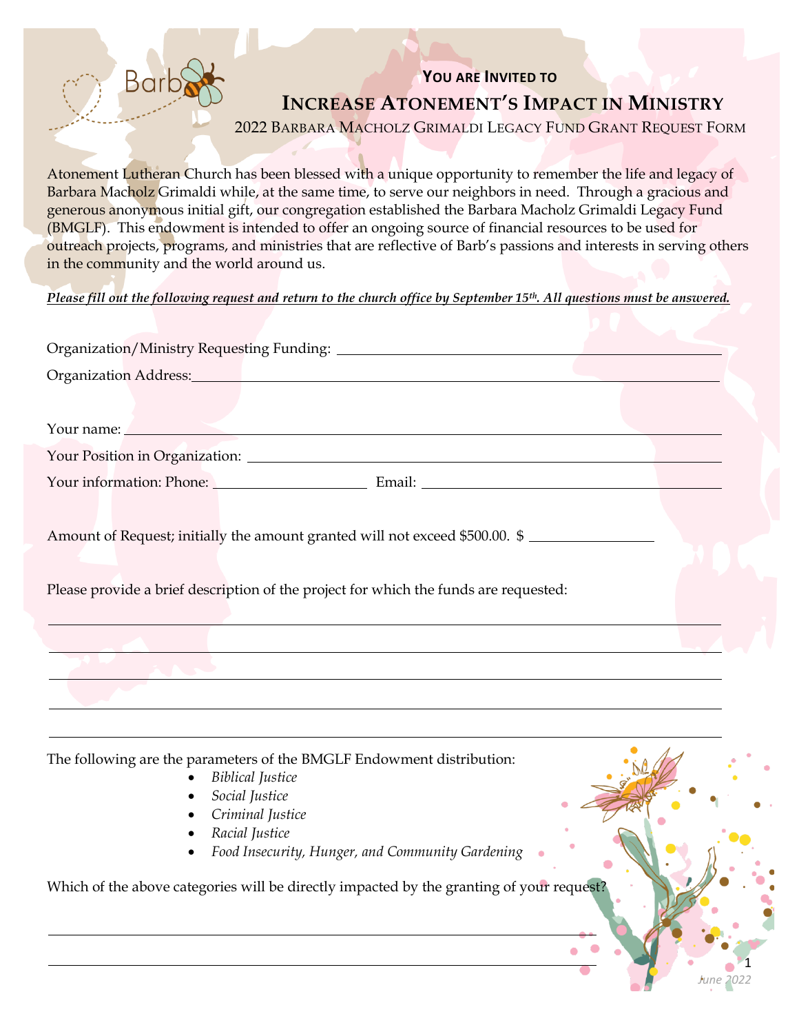Barb

**You are Invited to**

# Increase Atonement's Impact in Ministry

## 2022 Barbara Macholz Grimaldi Legacy Fund Grant Request Form

Atonement Lutheran Church has been blessed with a unique opportunity to remember the life and legacy of Barbara Macholz Grimaldi while, at the same time, to serve our neighbors in need. Through a gracious and generous anonymous initial gift, our congregation established the Barbara Macholz Grimaldi Legacy Fund (BMGLF). This endowment is intended to offer an ongoing source of financial resources to be used for outreach projects, programs, and ministries that are reflective of Barb's passions and interests in serving others in the community and the world around us.

***Please fill out the following request and return to the church office by September 15th. All questions must be answered.***

Organization/Ministry Requesting Funding: ______________________________

Organization Address: ______________________________

Your name: ______________________________

Your Position in Organization: ______________________________

Your information: Phone: ______________ Email: ______________________________

Amount of Request; initially the amount granted will not exceed $500.00. $ ______________

Please provide a brief description of the project for which the funds are requested:

______________________________

______________________________

______________________________

______________________________

______________________________

The following are the parameters of the BMGLF Endowment distribution:

- *Biblical Justice*
- *Social Justice*
- *Criminal Justice*
- *Racial Justice*
- *Food Insecurity, Hunger, and Community Gardening*

Which of the above categories will be directly impacted by the granting of your request?

______________________________

______________________________

June 2022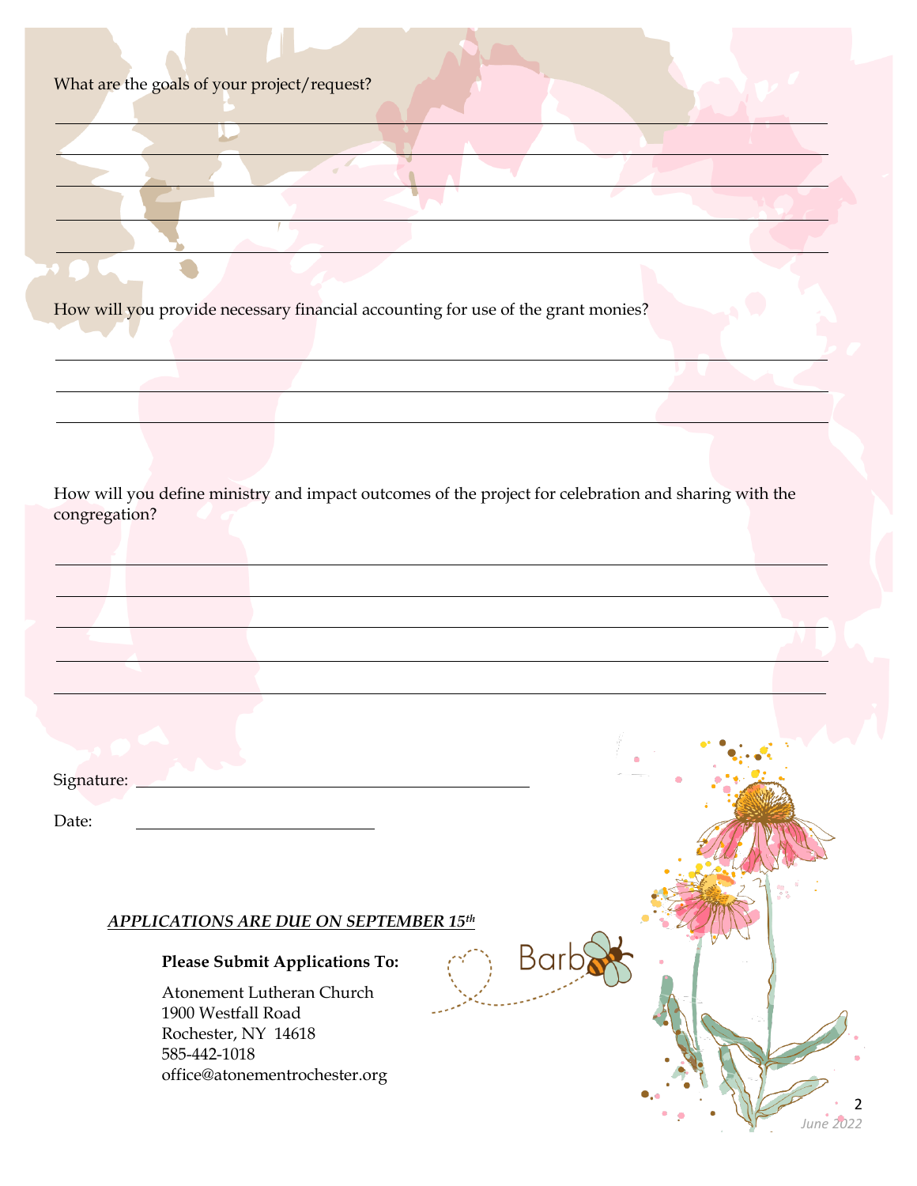What are the goals of your project/request?

\_\_\_\_\_\_\_\_\_\_\_\_\_\_\_\_\_\_\_\_\_\_\_\_\_\_\_\_\_\_\_\_\_\_\_\_\_\_\_\_\_\_\_\_\_\_\_\_\_\_\_\_\_\_\_\_\_\_\_\_

\_\_\_\_\_\_\_\_\_\_\_\_\_\_\_\_\_\_\_\_\_\_\_\_\_\_\_\_\_\_\_\_\_\_\_\_\_\_\_\_\_\_\_\_\_\_\_\_\_\_\_\_\_\_\_\_\_\_\_\_

\_\_\_\_\_\_\_\_\_\_\_\_\_\_\_\_\_\_\_\_\_\_\_\_\_\_\_\_\_\_\_\_\_\_\_\_\_\_\_\_\_\_\_\_\_\_\_\_\_\_\_\_\_\_\_\_\_\_\_\_

\_\_\_\_\_\_\_\_\_\_\_\_\_\_\_\_\_\_\_\_\_\_\_\_\_\_\_\_\_\_\_\_\_\_\_\_\_\_\_\_\_\_\_\_\_\_\_\_\_\_\_\_\_\_\_\_\_\_\_\_

\_\_\_\_\_\_\_\_\_\_\_\_\_\_\_\_\_\_\_\_\_\_\_\_\_\_\_\_\_\_\_\_\_\_\_\_\_\_\_\_\_\_\_\_\_\_\_\_\_\_\_\_\_\_\_\_\_\_\_\_

How will you provide necessary financial accounting for use of the grant monies?

\_\_\_\_\_\_\_\_\_\_\_\_\_\_\_\_\_\_\_\_\_\_\_\_\_\_\_\_\_\_\_\_\_\_\_\_\_\_\_\_\_\_\_\_\_\_\_\_\_\_\_\_\_\_\_\_\_\_\_\_

\_\_\_\_\_\_\_\_\_\_\_\_\_\_\_\_\_\_\_\_\_\_\_\_\_\_\_\_\_\_\_\_\_\_\_\_\_\_\_\_\_\_\_\_\_\_\_\_\_\_\_\_\_\_\_\_\_\_\_\_

\_\_\_\_\_\_\_\_\_\_\_\_\_\_\_\_\_\_\_\_\_\_\_\_\_\_\_\_\_\_\_\_\_\_\_\_\_\_\_\_\_\_\_\_\_\_\_\_\_\_\_\_\_\_\_\_\_\_\_\_

How will you define ministry and impact outcomes of the project for celebration and sharing with the congregation?

\_\_\_\_\_\_\_\_\_\_\_\_\_\_\_\_\_\_\_\_\_\_\_\_\_\_\_\_\_\_\_\_\_\_\_\_\_\_\_\_\_\_\_\_\_\_\_\_\_\_\_\_\_\_\_\_\_\_\_\_

\_\_\_\_\_\_\_\_\_\_\_\_\_\_\_\_\_\_\_\_\_\_\_\_\_\_\_\_\_\_\_\_\_\_\_\_\_\_\_\_\_\_\_\_\_\_\_\_\_\_\_\_\_\_\_\_\_\_\_\_

\_\_\_\_\_\_\_\_\_\_\_\_\_\_\_\_\_\_\_\_\_\_\_\_\_\_\_\_\_\_\_\_\_\_\_\_\_\_\_\_\_\_\_\_\_\_\_\_\_\_\_\_\_\_\_\_\_\_\_\_

\_\_\_\_\_\_\_\_\_\_\_\_\_\_\_\_\_\_\_\_\_\_\_\_\_\_\_\_\_\_\_\_\_\_\_\_\_\_\_\_\_\_\_\_\_\_\_\_\_\_\_\_\_\_\_\_\_\_\_\_

\_\_\_\_\_\_\_\_\_\_\_\_\_\_\_\_\_\_\_\_\_\_\_\_\_\_\_\_\_\_\_\_\_\_\_\_\_\_\_\_\_\_\_\_\_\_\_\_\_\_\_\_\_\_\_\_\_\_\_\_

Signature: \_\_\_\_\_\_\_\_\_\_\_\_\_\_\_\_\_\_\_\_\_\_\_\_\_\_\_\_\_\_\_\_\_\_\_\_

Date: \_\_\_\_\_\_\_\_\_\_\_\_\_\_\_\_\_\_\_\_

***APPLICATIONS ARE DUE ON SEPTEMBER 15th***

**Please Submit Applications To:**

Atonement Lutheran Church
1900 Westfall Road
Rochester, NY 14618
585-442-1018
office@atonementrochester.org

Barb

June 2022